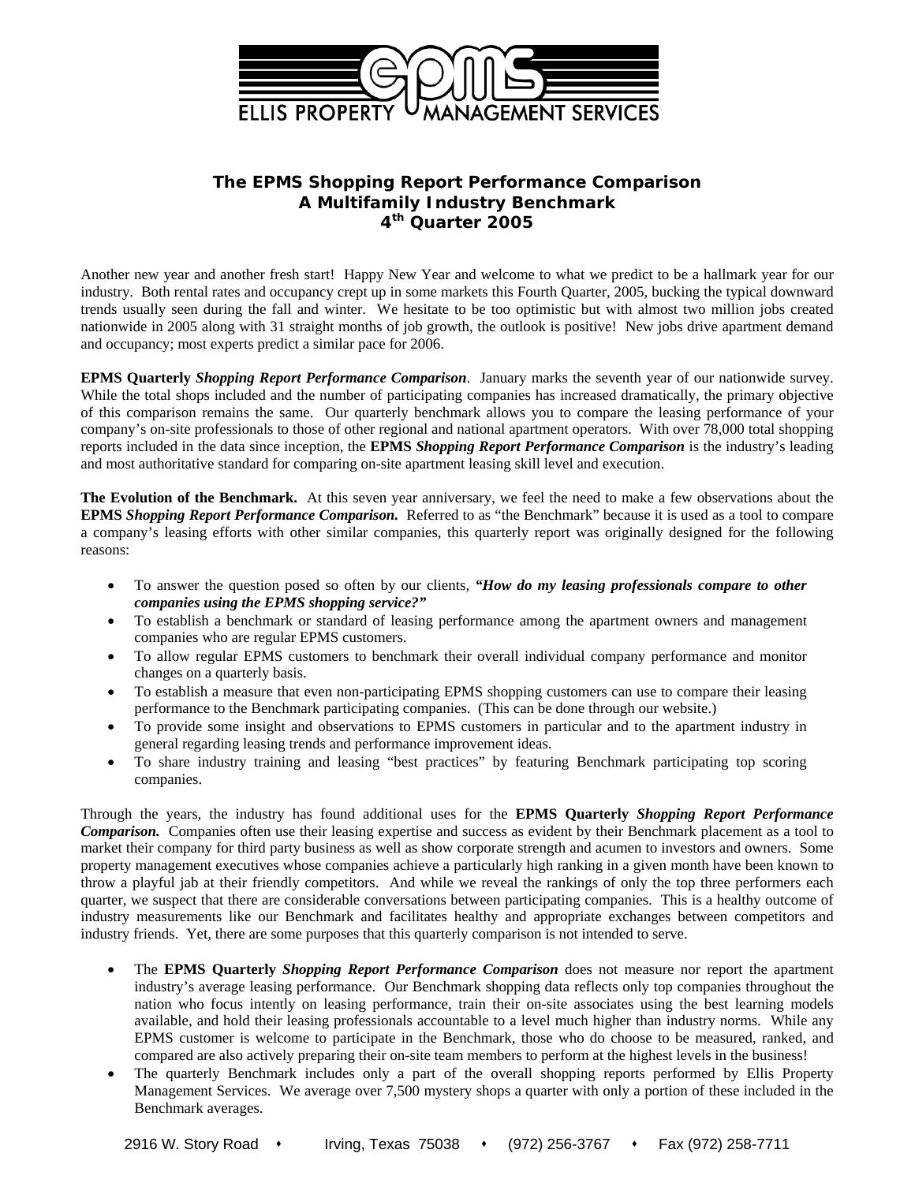ELLIS PROPERTY MANAGEMENT SERVICES

# The EPMS Shopping Report Performance Comparison
## A Multifamily Industry Benchmark
## 4th Quarter 2005

Another new year and another fresh start! Happy New Year and welcome to what we predict to be a hallmark year for our industry. Both rental rates and occupancy crept up in some markets this Fourth Quarter, 2005, bucking the typical downward trends usually seen during the fall and winter. We hesitate to be too optimistic but with almost two million jobs created nationwide in 2005 along with 31 straight months of job growth, the outlook is positive! New jobs drive apartment demand and occupancy; most experts predict a similar pace for 2006.

**EPMS Quarterly** ***Shopping Report Performance Comparison***. January marks the seventh year of our nationwide survey. While the total shops included and the number of participating companies has increased dramatically, the primary objective of this comparison remains the same. Our quarterly benchmark allows you to compare the leasing performance of your company's on-site professionals to those of other regional and national apartment operators. With over 78,000 total shopping reports included in the data since inception, the **EPMS** ***Shopping Report Performance Comparison*** is the industry's leading and most authoritative standard for comparing on-site apartment leasing skill level and execution.

**The Evolution of the Benchmark.** At this seven year anniversary, we feel the need to make a few observations about the **EPMS** ***Shopping Report Performance Comparison.*** Referred to as "the Benchmark" because it is used as a tool to compare a company's leasing efforts with other similar companies, this quarterly report was originally designed for the following reasons:

- To answer the question posed so often by our clients, ***"How do my leasing professionals compare to other companies using the EPMS shopping service?"***
- To establish a benchmark or standard of leasing performance among the apartment owners and management companies who are regular EPMS customers.
- To allow regular EPMS customers to benchmark their overall individual company performance and monitor changes on a quarterly basis.
- To establish a measure that even non-participating EPMS shopping customers can use to compare their leasing performance to the Benchmark participating companies. (This can be done through our website.)
- To provide some insight and observations to EPMS customers in particular and to the apartment industry in general regarding leasing trends and performance improvement ideas.
- To share industry training and leasing "best practices" by featuring Benchmark participating top scoring companies.

Through the years, the industry has found additional uses for the **EPMS Quarterly** ***Shopping Report Performance Comparison.*** Companies often use their leasing expertise and success as evident by their Benchmark placement as a tool to market their company for third party business as well as show corporate strength and acumen to investors and owners. Some property management executives whose companies achieve a particularly high ranking in a given month have been known to throw a playful jab at their friendly competitors. And while we reveal the rankings of only the top three performers each quarter, we suspect that there are considerable conversations between participating companies. This is a healthy outcome of industry measurements like our Benchmark and facilitates healthy and appropriate exchanges between competitors and industry friends. Yet, there are some purposes that this quarterly comparison is not intended to serve.

- The **EPMS Quarterly** ***Shopping Report Performance Comparison*** does not measure nor report the apartment industry's average leasing performance. Our Benchmark shopping data reflects only top companies throughout the nation who focus intently on leasing performance, train their on-site associates using the best learning models available, and hold their leasing professionals accountable to a level much higher than industry norms. While any EPMS customer is welcome to participate in the Benchmark, those who do choose to be measured, ranked, and compared are also actively preparing their on-site team members to perform at the highest levels in the business!
- The quarterly Benchmark includes only a part of the overall shopping reports performed by Ellis Property Management Services. We average over 7,500 mystery shops a quarter with only a portion of these included in the Benchmark averages.

2916 W. Story Road • Irving, Texas 75038 • (972) 256-3767 • Fax (972) 258-7711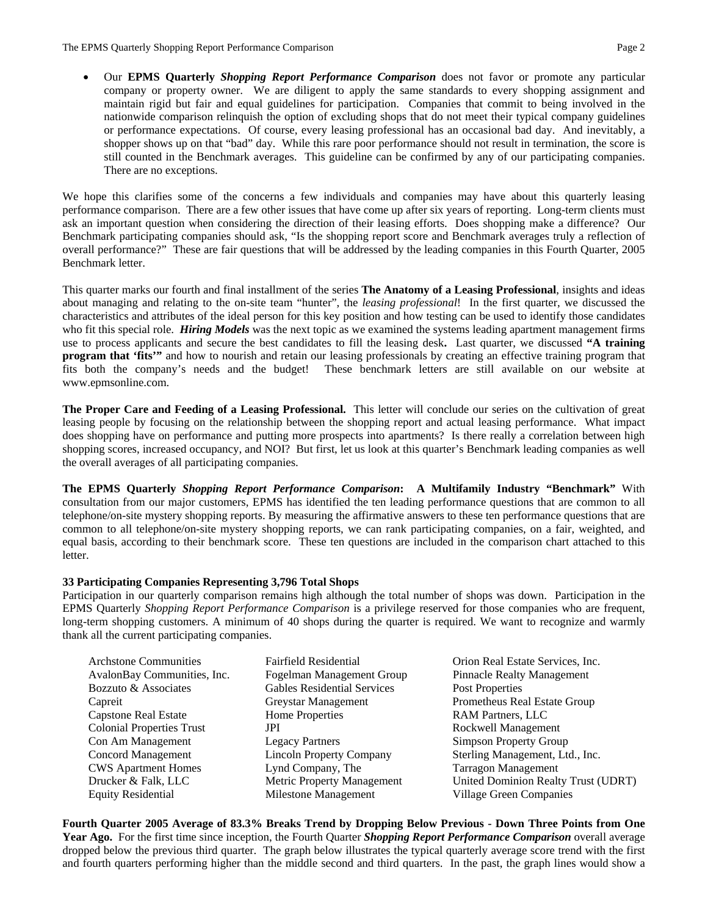- Our **EPMS Quarterly** ***Shopping Report Performance Comparison*** does not favor or promote any particular company or property owner. We are diligent to apply the same standards to every shopping assignment and maintain rigid but fair and equal guidelines for participation. Companies that commit to being involved in the nationwide comparison relinquish the option of excluding shops that do not meet their typical company guidelines or performance expectations. Of course, every leasing professional has an occasional bad day. And inevitably, a shopper shows up on that "bad" day. While this rare poor performance should not result in termination, the score is still counted in the Benchmark averages. This guideline can be confirmed by any of our participating companies. There are no exceptions.

We hope this clarifies some of the concerns a few individuals and companies may have about this quarterly leasing performance comparison. There are a few other issues that have come up after six years of reporting. Long-term clients must ask an important question when considering the direction of their leasing efforts. Does shopping make a difference? Our Benchmark participating companies should ask, "Is the shopping report score and Benchmark averages truly a reflection of overall performance?" These are fair questions that will be addressed by the leading companies in this Fourth Quarter, 2005 Benchmark letter.

This quarter marks our fourth and final installment of the series **The Anatomy of a Leasing Professional**, insights and ideas about managing and relating to the on-site team "hunter", the *leasing professional*! In the first quarter, we discussed the characteristics and attributes of the ideal person for this key position and how testing can be used to identify those candidates who fit this special role. ***Hiring Models*** was the next topic as we examined the systems leading apartment management firms use to process applicants and secure the best candidates to fill the leasing desk**.** Last quarter, we discussed **"A training program that 'fits'"** and how to nourish and retain our leasing professionals by creating an effective training program that fits both the company's needs and the budget! These benchmark letters are still available on our website at www.epmsonline.com.

**The Proper Care and Feeding of a Leasing Professional.** This letter will conclude our series on the cultivation of great leasing people by focusing on the relationship between the shopping report and actual leasing performance. What impact does shopping have on performance and putting more prospects into apartments? Is there really a correlation between high shopping scores, increased occupancy, and NOI? But first, let us look at this quarter's Benchmark leading companies as well the overall averages of all participating companies.

**The EPMS Quarterly** ***Shopping Report Performance Comparison*****: A Multifamily Industry "Benchmark"** With consultation from our major customers, EPMS has identified the ten leading performance questions that are common to all telephone/on-site mystery shopping reports. By measuring the affirmative answers to these ten performance questions that are common to all telephone/on-site mystery shopping reports, we can rank participating companies, on a fair, weighted, and equal basis, according to their benchmark score. These ten questions are included in the comparison chart attached to this letter.

**33 Participating Companies Representing 3,796 Total Shops**

Participation in our quarterly comparison remains high although the total number of shops was down. Participation in the EPMS Quarterly *Shopping Report Performance Comparison* is a privilege reserved for those companies who are frequent, long-term shopping customers. A minimum of 40 shops during the quarter is required. We want to recognize and warmly thank all the current participating companies.

| | | |
|---|---|---|
| Archstone Communities | Fairfield Residential | Orion Real Estate Services, Inc. |
| AvalonBay Communities, Inc. | Fogelman Management Group | Pinnacle Realty Management |
| Bozzuto & Associates | Gables Residential Services | Post Properties |
| Capreit | Greystar Management | Prometheus Real Estate Group |
| Capstone Real Estate | Home Properties | RAM Partners, LLC |
| Colonial Properties Trust | JPI | Rockwell Management |
| Con Am Management | Legacy Partners | Simpson Property Group |
| Concord Management | Lincoln Property Company | Sterling Management, Ltd., Inc. |
| CWS Apartment Homes | Lynd Company, The | Tarragon Management |
| Drucker & Falk, LLC | Metric Property Management | United Dominion Realty Trust (UDRT) |
| Equity Residential | Milestone Management | Village Green Companies |

**Fourth Quarter 2005 Average of 83.3% Breaks Trend by Dropping Below Previous - Down Three Points from One Year Ago.** For the first time since inception, the Fourth Quarter ***Shopping Report Performance Comparison*** overall average dropped below the previous third quarter. The graph below illustrates the typical quarterly average score trend with the first and fourth quarters performing higher than the middle second and third quarters. In the past, the graph lines would show a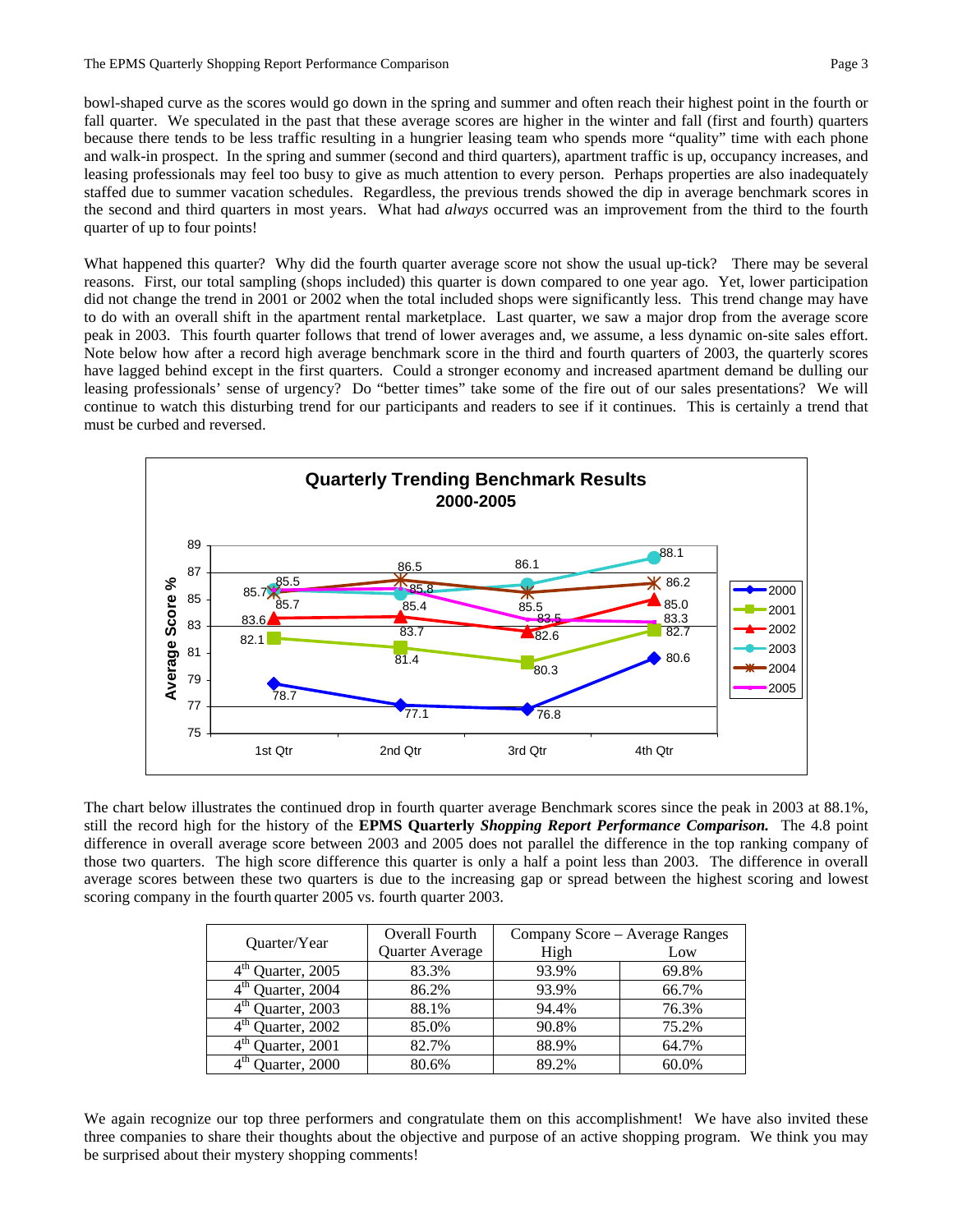bowl-shaped curve as the scores would go down in the spring and summer and often reach their highest point in the fourth or fall quarter. We speculated in the past that these average scores are higher in the winter and fall (first and fourth) quarters because there tends to be less traffic resulting in a hungrier leasing team who spends more "quality" time with each phone and walk-in prospect. In the spring and summer (second and third quarters), apartment traffic is up, occupancy increases, and leasing professionals may feel too busy to give as much attention to every person. Perhaps properties are also inadequately staffed due to summer vacation schedules. Regardless, the previous trends showed the dip in average benchmark scores in the second and third quarters in most years. What had *always* occurred was an improvement from the third to the fourth quarter of up to four points!

What happened this quarter? Why did the fourth quarter average score not show the usual up-tick? There may be several reasons. First, our total sampling (shops included) this quarter is down compared to one year ago. Yet, lower participation did not change the trend in 2001 or 2002 when the total included shops were significantly less. This trend change may have to do with an overall shift in the apartment rental marketplace. Last quarter, we saw a major drop from the average score peak in 2003. This fourth quarter follows that trend of lower averages and, we assume, a less dynamic on-site sales effort. Note below how after a record high average benchmark score in the third and fourth quarters of 2003, the quarterly scores have lagged behind except in the first quarters. Could a stronger economy and increased apartment demand be dulling our leasing professionals' sense of urgency? Do "better times" take some of the fire out of our sales presentations? We will continue to watch this disturbing trend for our participants and readers to see if it continues. This is certainly a trend that must be curbed and reversed.

**Quarterly Trending Benchmark Results 2000-2005**

| Year | 1st Qtr | 2nd Qtr | 3rd Qtr | 4th Qtr |
|---|---|---|---|---|
| 2000 | 78.7 | 77.1 | 76.8 | 80.6 |
| 2001 | 82.1 | 81.4 | 80.3 | 82.7 |
| 2002 | 83.6 | 83.7 | 82.6 | 85.0 |
| 2003 | 85.7 | 85.4 | 86.1 | 88.1 |
| 2004 | 85.5 | 86.5 | 85.5 | 86.2 |
| 2005 | 85.7 | 85.8 | 83.5 | 83.3 |

The chart below illustrates the continued drop in fourth quarter average Benchmark scores since the peak in 2003 at 88.1%, still the record high for the history of the **EPMS Quarterly** ***Shopping Report Performance Comparison.*** The 4.8 point difference in overall average score between 2003 and 2005 does not parallel the difference in the top ranking company of those two quarters. The high score difference this quarter is only a half a point less than 2003. The difference in overall average scores between these two quarters is due to the increasing gap or spread between the highest scoring and lowest scoring company in the fourth quarter 2005 vs. fourth quarter 2003.

| Quarter/Year | Overall Fourth Quarter Average | Company Score – Average Ranges | |
|---|---|---|---|
| | | High | Low |
| 4th Quarter, 2005 | 83.3% | 93.9% | 69.8% |
| 4th Quarter, 2004 | 86.2% | 93.9% | 66.7% |
| 4th Quarter, 2003 | 88.1% | 94.4% | 76.3% |
| 4th Quarter, 2002 | 85.0% | 90.8% | 75.2% |
| 4th Quarter, 2001 | 82.7% | 88.9% | 64.7% |
| 4th Quarter, 2000 | 80.6% | 89.2% | 60.0% |

We again recognize our top three performers and congratulate them on this accomplishment! We have also invited these three companies to share their thoughts about the objective and purpose of an active shopping program. We think you may be surprised about their mystery shopping comments!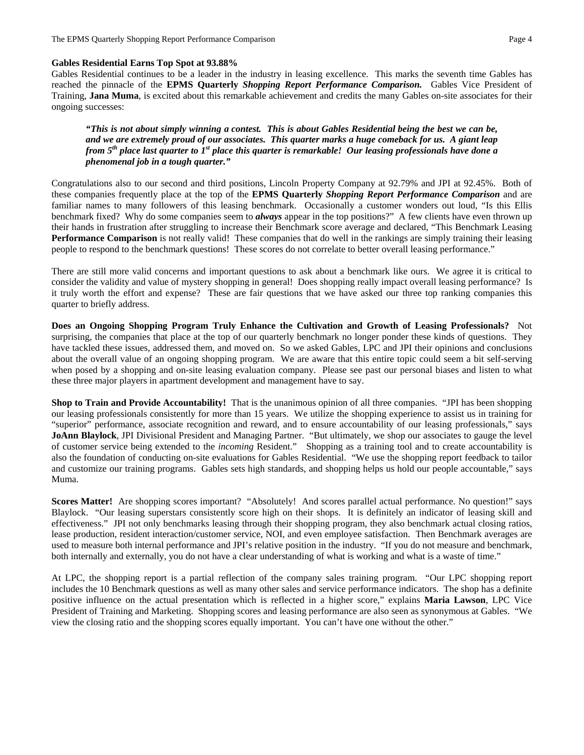**Gables Residential Earns Top Spot at 93.88%**

Gables Residential continues to be a leader in the industry in leasing excellence. This marks the seventh time Gables has reached the pinnacle of the **EPMS Quarterly** ***Shopping Report Performance Comparison.*** Gables Vice President of Training, **Jana Muma**, is excited about this remarkable achievement and credits the many Gables on-site associates for their ongoing successes:

> ***"This is not about simply winning a contest. This is about Gables Residential being the best we can be, and we are extremely proud of our associates. This quarter marks a huge comeback for us. A giant leap from 5th place last quarter to 1st place this quarter is remarkable! Our leasing professionals have done a phenomenal job in a tough quarter."***

Congratulations also to our second and third positions, Lincoln Property Company at 92.79% and JPI at 92.45%. Both of these companies frequently place at the top of the **EPMS Quarterly** ***Shopping Report Performance Comparison*** and are familiar names to many followers of this leasing benchmark. Occasionally a customer wonders out loud, "Is this Ellis benchmark fixed? Why do some companies seem to ***always*** appear in the top positions?" A few clients have even thrown up their hands in frustration after struggling to increase their Benchmark score average and declared, "This Benchmark Leasing **Performance Comparison** is not really valid! These companies that do well in the rankings are simply training their leasing people to respond to the benchmark questions! These scores do not correlate to better overall leasing performance."

There are still more valid concerns and important questions to ask about a benchmark like ours. We agree it is critical to consider the validity and value of mystery shopping in general! Does shopping really impact overall leasing performance? Is it truly worth the effort and expense? These are fair questions that we have asked our three top ranking companies this quarter to briefly address.

**Does an Ongoing Shopping Program Truly Enhance the Cultivation and Growth of Leasing Professionals?** Not surprising, the companies that place at the top of our quarterly benchmark no longer ponder these kinds of questions. They have tackled these issues, addressed them, and moved on. So we asked Gables, LPC and JPI their opinions and conclusions about the overall value of an ongoing shopping program. We are aware that this entire topic could seem a bit self-serving when posed by a shopping and on-site leasing evaluation company. Please see past our personal biases and listen to what these three major players in apartment development and management have to say.

**Shop to Train and Provide Accountability!** That is the unanimous opinion of all three companies. "JPI has been shopping our leasing professionals consistently for more than 15 years. We utilize the shopping experience to assist us in training for "superior" performance, associate recognition and reward, and to ensure accountability of our leasing professionals," says **JoAnn Blaylock**, JPI Divisional President and Managing Partner. "But ultimately, we shop our associates to gauge the level of customer service being extended to the *incoming* Resident." Shopping as a training tool and to create accountability is also the foundation of conducting on-site evaluations for Gables Residential. "We use the shopping report feedback to tailor and customize our training programs. Gables sets high standards, and shopping helps us hold our people accountable," says Muma.

**Scores Matter!** Are shopping scores important? "Absolutely! And scores parallel actual performance. No question!" says Blaylock. "Our leasing superstars consistently score high on their shops. It is definitely an indicator of leasing skill and effectiveness." JPI not only benchmarks leasing through their shopping program, they also benchmark actual closing ratios, lease production, resident interaction/customer service, NOI, and even employee satisfaction. Then Benchmark averages are used to measure both internal performance and JPI's relative position in the industry. "If you do not measure and benchmark, both internally and externally, you do not have a clear understanding of what is working and what is a waste of time."

At LPC, the shopping report is a partial reflection of the company sales training program. "Our LPC shopping report includes the 10 Benchmark questions as well as many other sales and service performance indicators. The shop has a definite positive influence on the actual presentation which is reflected in a higher score," explains **Maria Lawson**, LPC Vice President of Training and Marketing. Shopping scores and leasing performance are also seen as synonymous at Gables. "We view the closing ratio and the shopping scores equally important. You can't have one without the other."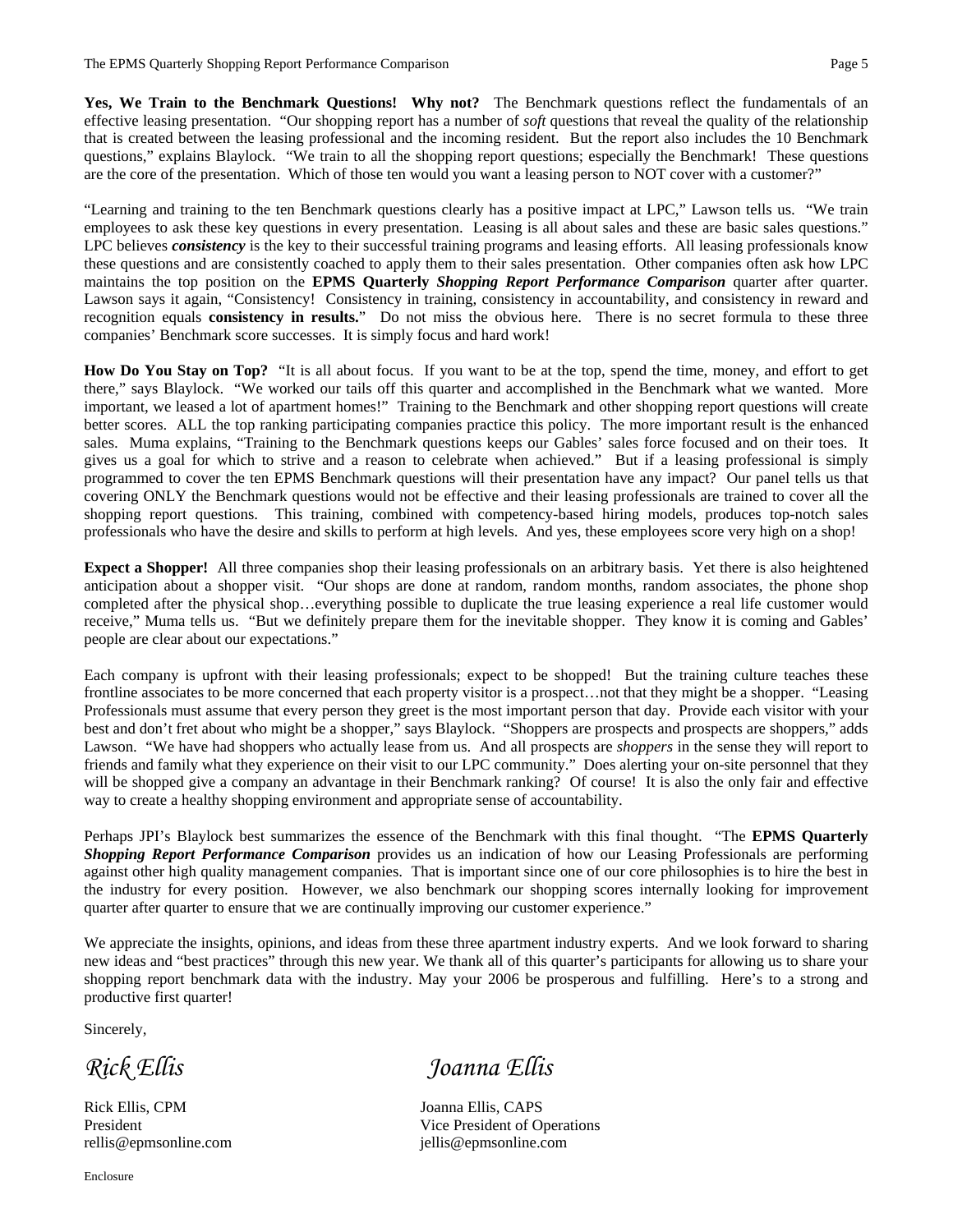**Yes, We Train to the Benchmark Questions! Why not?** The Benchmark questions reflect the fundamentals of an effective leasing presentation. "Our shopping report has a number of *soft* questions that reveal the quality of the relationship that is created between the leasing professional and the incoming resident. But the report also includes the 10 Benchmark questions," explains Blaylock. "We train to all the shopping report questions; especially the Benchmark! These questions are the core of the presentation. Which of those ten would you want a leasing person to NOT cover with a customer?"

"Learning and training to the ten Benchmark questions clearly has a positive impact at LPC," Lawson tells us. "We train employees to ask these key questions in every presentation. Leasing is all about sales and these are basic sales questions." LPC believes ***consistency*** is the key to their successful training programs and leasing efforts. All leasing professionals know these questions and are consistently coached to apply them to their sales presentation. Other companies often ask how LPC maintains the top position on the **EPMS Quarterly *Shopping Report Performance Comparison*** quarter after quarter. Lawson says it again, "Consistency! Consistency in training, consistency in accountability, and consistency in reward and recognition equals **consistency in results.**" Do not miss the obvious here. There is no secret formula to these three companies' Benchmark score successes. It is simply focus and hard work!

**How Do You Stay on Top?** "It is all about focus. If you want to be at the top, spend the time, money, and effort to get there," says Blaylock. "We worked our tails off this quarter and accomplished in the Benchmark what we wanted. More important, we leased a lot of apartment homes!" Training to the Benchmark and other shopping report questions will create better scores. ALL the top ranking participating companies practice this policy. The more important result is the enhanced sales. Muma explains, "Training to the Benchmark questions keeps our Gables' sales force focused and on their toes. It gives us a goal for which to strive and a reason to celebrate when achieved." But if a leasing professional is simply programmed to cover the ten EPMS Benchmark questions will their presentation have any impact? Our panel tells us that covering ONLY the Benchmark questions would not be effective and their leasing professionals are trained to cover all the shopping report questions. This training, combined with competency-based hiring models, produces top-notch sales professionals who have the desire and skills to perform at high levels. And yes, these employees score very high on a shop!

**Expect a Shopper!** All three companies shop their leasing professionals on an arbitrary basis. Yet there is also heightened anticipation about a shopper visit. "Our shops are done at random, random months, random associates, the phone shop completed after the physical shop…everything possible to duplicate the true leasing experience a real life customer would receive," Muma tells us. "But we definitely prepare them for the inevitable shopper. They know it is coming and Gables' people are clear about our expectations."

Each company is upfront with their leasing professionals; expect to be shopped! But the training culture teaches these frontline associates to be more concerned that each property visitor is a prospect…not that they might be a shopper. "Leasing Professionals must assume that every person they greet is the most important person that day. Provide each visitor with your best and don't fret about who might be a shopper," says Blaylock. "Shoppers are prospects and prospects are shoppers," adds Lawson. "We have had shoppers who actually lease from us. And all prospects are *shoppers* in the sense they will report to friends and family what they experience on their visit to our LPC community." Does alerting your on-site personnel that they will be shopped give a company an advantage in their Benchmark ranking? Of course! It is also the only fair and effective way to create a healthy shopping environment and appropriate sense of accountability.

Perhaps JPI's Blaylock best summarizes the essence of the Benchmark with this final thought. "The **EPMS Quarterly *Shopping Report Performance Comparison*** provides us an indication of how our Leasing Professionals are performing against other high quality management companies. That is important since one of our core philosophies is to hire the best in the industry for every position. However, we also benchmark our shopping scores internally looking for improvement quarter after quarter to ensure that we are continually improving our customer experience."

We appreciate the insights, opinions, and ideas from these three apartment industry experts. And we look forward to sharing new ideas and "best practices" through this new year. We thank all of this quarter's participants for allowing us to share your shopping report benchmark data with the industry. May your 2006 be prosperous and fulfilling. Here's to a strong and productive first quarter!

Sincerely,

*Rick Ellis* *Joanna Ellis*

Rick Ellis, CPM
President
rellis@epmsonline.com

Joanna Ellis, CAPS
Vice President of Operations
jellis@epmsonline.com

Enclosure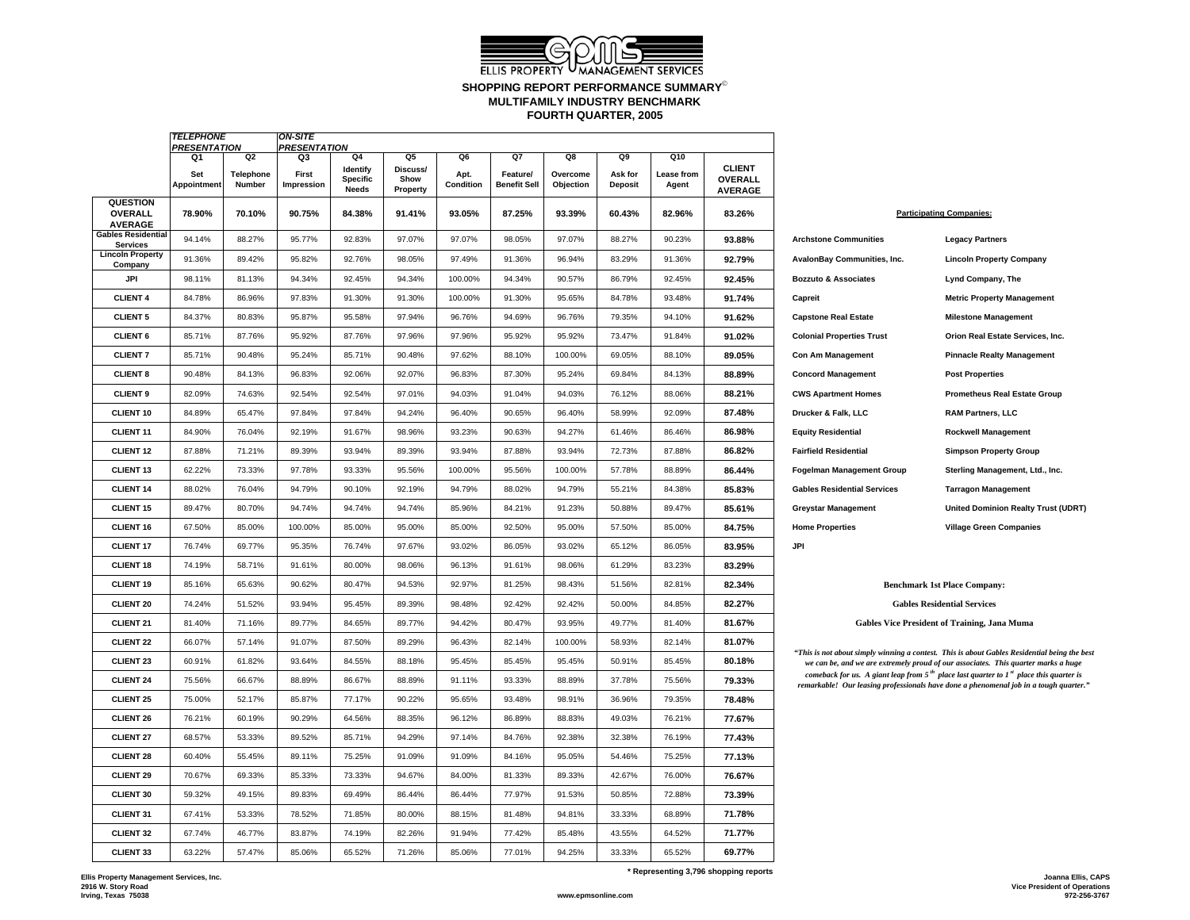ELLIS PROPERTY MANAGEMENT SERVICES

# SHOPPING REPORT PERFORMANCE SUMMARY©
## MULTIFAMILY INDUSTRY BENCHMARK
## FOURTH QUARTER, 2005

| | *TELEPHONE PRESENTATION* | | *ON-SITE PRESENTATION* | | | | | | | | |
|---|---|---|---|---|---|---|---|---|---|---|---|
| | Q1 | Q2 | Q3 | Q4 | Q5 | Q6 | Q7 | Q8 | Q9 | Q10 | |
| | Set Appointment | Telephone Number | First Impression | Identify Specific Needs | Discuss/ Show Property | Apt. Condition | Feature/ Benefit Sell | Overcome Objection | Ask for Deposit | Lease from Agent | CLIENT OVERALL AVERAGE |
| **QUESTION OVERALL AVERAGE** | **78.90%** | **70.10%** | **90.75%** | **84.38%** | **91.41%** | **93.05%** | **87.25%** | **93.39%** | **60.43%** | **82.96%** | **83.26%** |
| **Gables Residential Services** | 94.14% | 88.27% | 95.77% | 92.83% | 97.07% | 97.07% | 98.05% | 97.07% | 88.27% | 90.23% | **93.88%** |
| **Lincoln Property Company** | 91.36% | 89.42% | 95.82% | 92.76% | 98.05% | 97.49% | 91.36% | 96.94% | 83.29% | 91.36% | **92.79%** |
| **JPI** | 98.11% | 81.13% | 94.34% | 92.45% | 94.34% | 100.00% | 94.34% | 90.57% | 86.79% | 92.45% | **92.45%** |
| **CLIENT 4** | 84.78% | 86.96% | 97.83% | 91.30% | 91.30% | 100.00% | 91.30% | 95.65% | 84.78% | 93.48% | **91.74%** |
| **CLIENT 5** | 84.37% | 80.83% | 95.87% | 95.58% | 97.94% | 96.76% | 94.69% | 96.76% | 79.35% | 94.10% | **91.62%** |
| **CLIENT 6** | 85.71% | 87.76% | 95.92% | 87.76% | 97.96% | 97.96% | 95.92% | 95.92% | 73.47% | 91.84% | **91.02%** |
| **CLIENT 7** | 85.71% | 90.48% | 95.24% | 85.71% | 90.48% | 97.62% | 88.10% | 100.00% | 69.05% | 88.10% | **89.05%** |
| **CLIENT 8** | 90.48% | 84.13% | 96.83% | 92.06% | 92.07% | 96.83% | 87.30% | 95.24% | 69.84% | 84.13% | **88.89%** |
| **CLIENT 9** | 82.09% | 74.63% | 92.54% | 92.54% | 97.01% | 94.03% | 91.04% | 94.03% | 76.12% | 88.06% | **88.21%** |
| **CLIENT 10** | 84.89% | 65.47% | 97.84% | 97.84% | 94.24% | 96.40% | 90.65% | 96.40% | 58.99% | 92.09% | **87.48%** |
| **CLIENT 11** | 84.90% | 76.04% | 92.19% | 91.67% | 98.96% | 93.23% | 90.63% | 94.27% | 61.46% | 86.46% | **86.98%** |
| **CLIENT 12** | 87.88% | 71.21% | 89.39% | 93.94% | 89.39% | 93.94% | 87.88% | 93.94% | 72.73% | 87.88% | **86.82%** |
| **CLIENT 13** | 62.22% | 73.33% | 97.78% | 93.33% | 95.56% | 100.00% | 95.56% | 100.00% | 57.78% | 88.89% | **86.44%** |
| **CLIENT 14** | 88.02% | 76.04% | 94.79% | 90.10% | 92.19% | 94.79% | 88.02% | 94.79% | 55.21% | 84.38% | **85.83%** |
| **CLIENT 15** | 89.47% | 80.70% | 94.74% | 94.74% | 94.74% | 85.96% | 84.21% | 91.23% | 50.88% | 89.47% | **85.61%** |
| **CLIENT 16** | 67.50% | 85.00% | 100.00% | 85.00% | 95.00% | 85.00% | 92.50% | 95.00% | 57.50% | 85.00% | **84.75%** |
| **CLIENT 17** | 76.74% | 69.77% | 95.35% | 76.74% | 97.67% | 93.02% | 86.05% | 93.02% | 65.12% | 86.05% | **83.95%** |
| **CLIENT 18** | 74.19% | 58.71% | 91.61% | 80.00% | 98.06% | 96.13% | 91.61% | 98.06% | 61.29% | 83.23% | **83.29%** |
| **CLIENT 19** | 85.16% | 65.63% | 90.62% | 80.47% | 94.53% | 92.97% | 81.25% | 98.43% | 51.56% | 82.81% | **82.34%** |
| **CLIENT 20** | 74.24% | 51.52% | 93.94% | 95.45% | 89.39% | 98.48% | 92.42% | 92.42% | 50.00% | 84.85% | **82.27%** |
| **CLIENT 21** | 81.40% | 71.16% | 89.77% | 84.65% | 89.77% | 94.42% | 80.47% | 93.95% | 49.77% | 81.40% | **81.67%** |
| **CLIENT 22** | 66.07% | 57.14% | 91.07% | 87.50% | 89.29% | 96.43% | 82.14% | 100.00% | 58.93% | 82.14% | **81.07%** |
| **CLIENT 23** | 60.91% | 61.82% | 93.64% | 84.55% | 88.18% | 95.45% | 85.45% | 95.45% | 50.91% | 85.45% | **80.18%** |
| **CLIENT 24** | 75.56% | 66.67% | 88.89% | 86.67% | 88.89% | 91.11% | 93.33% | 88.89% | 37.78% | 75.56% | **79.33%** |
| **CLIENT 25** | 75.00% | 52.17% | 85.87% | 77.17% | 90.22% | 95.65% | 93.48% | 98.91% | 36.96% | 79.35% | **78.48%** |
| **CLIENT 26** | 76.21% | 60.19% | 90.29% | 64.56% | 88.35% | 96.12% | 86.89% | 88.83% | 49.03% | 76.21% | **77.67%** |
| **CLIENT 27** | 68.57% | 53.33% | 89.52% | 85.71% | 94.29% | 97.14% | 84.76% | 92.38% | 32.38% | 76.19% | **77.43%** |
| **CLIENT 28** | 60.40% | 55.45% | 89.11% | 75.25% | 91.09% | 91.09% | 84.16% | 95.05% | 54.46% | 75.25% | **77.13%** |
| **CLIENT 29** | 70.67% | 69.33% | 85.33% | 73.33% | 94.67% | 84.00% | 81.33% | 89.33% | 42.67% | 76.00% | **76.67%** |
| **CLIENT 30** | 59.32% | 49.15% | 89.83% | 69.49% | 86.44% | 86.44% | 77.97% | 91.53% | 50.85% | 72.88% | **73.39%** |
| **CLIENT 31** | 67.41% | 53.33% | 78.52% | 71.85% | 80.00% | 88.15% | 81.48% | 94.81% | 33.33% | 68.89% | **71.78%** |
| **CLIENT 32** | 67.74% | 46.77% | 83.87% | 74.19% | 82.26% | 91.94% | 77.42% | 85.48% | 43.55% | 64.52% | **71.77%** |
| **CLIENT 33** | 63.22% | 57.47% | 85.06% | 65.52% | 71.26% | 85.06% | 77.01% | 94.25% | 33.33% | 65.52% | **69.77%** |

\* Representing 3,796 shopping reports

**Participating Companies:**

| | |
|---|---|
| **Archstone Communities** | **Legacy Partners** |
| **AvalonBay Communities, Inc.** | **Lincoln Property Company** |
| **Bozzuto & Associates** | **Lynd Company, The** |
| **Capreit** | **Metric Property Management** |
| **Capstone Real Estate** | **Milestone Management** |
| **Colonial Properties Trust** | **Orion Real Estate Services, Inc.** |
| **Con Am Management** | **Pinnacle Realty Management** |
| **Concord Management** | **Post Properties** |
| **CWS Apartment Homes** | **Prometheus Real Estate Group** |
| **Drucker & Falk, LLC** | **RAM Partners, LLC** |
| **Equity Residential** | **Rockwell Management** |
| **Fairfield Residential** | **Simpson Property Group** |
| **Fogelman Management Group** | **Sterling Management, Ltd., Inc.** |
| **Gables Residential Services** | **Tarragon Management** |
| **Greystar Management** | **United Dominion Realty Trust (UDRT)** |
| **Home Properties** | **Village Green Companies** |
| **JPI** | |

**Benchmark 1st Place Company:**

**Gables Residential Services**

**Gables Vice President of Training, Jana Muma**

***"This is not about simply winning a contest. This is about Gables Residential being the best we can be, and we are extremely proud of our associates. This quarter marks a huge comeback for us. A giant leap from 5th place last quarter to 1st place this quarter is remarkable! Our leasing professionals have done a phenomenal job in a tough quarter."***

Ellis Property Management Services, Inc.
2916 W. Story Road
Irving, Texas 75038

www.epmsonline.com

Joanna Ellis, CAPS
Vice President of Operations
972-256-3767